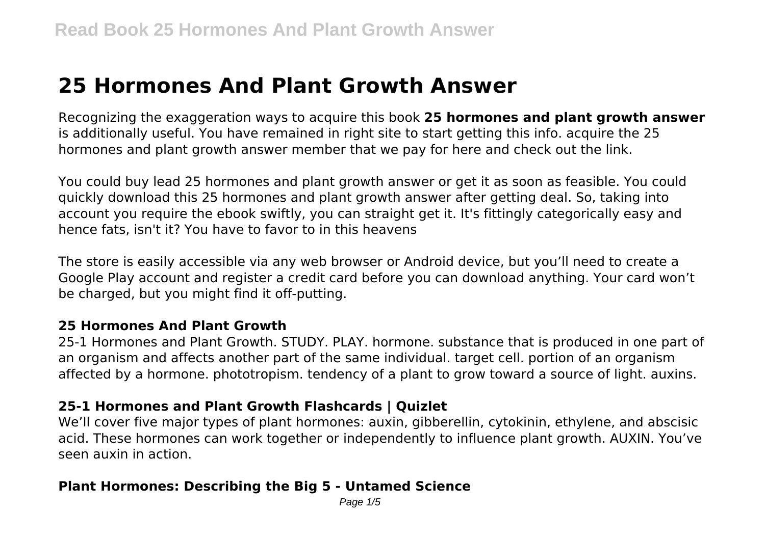# 25 Hormones And Plant Growth Answer

Recognizing the exaggeration ways to acquire this book **25 hormones and plant growth answer** is additionally useful. You have remained in right site to start getting this info. acquire the 25 hormones and plant growth answer member that we pay for here and check out the link.

You could buy lead 25 hormones and plant growth answer or get it as soon as feasible. You could quickly download this 25 hormones and plant growth answer after getting deal. So, taking into account you require the ebook swiftly, you can straight get it. It's fittingly categorically easy and hence fats, isn't it? You have to favor to in this heavens

The store is easily accessible via any web browser or Android device, but you'll need to create a Google Play account and register a credit card before you can download anything. Your card won't be charged, but you might find it off-putting.

### 25 Hormones And Plant Growth

25-1 Hormones and Plant Growth. STUDY. PLAY. hormone. substance that is produced in one part of an organism and affects another part of the same individual. target cell. portion of an organism affected by a hormone. phototropism. tendency of a plant to grow toward a source of light. auxins.

### 25-1 Hormones and Plant Growth Flashcards | Quizlet

We'll cover five major types of plant hormones: auxin, gibberellin, cytokinin, ethylene, and abscisic acid. These hormones can work together or independently to influence plant growth. AUXIN. You've seen auxin in action.

### Plant Hormones: Describing the Big 5 - Untamed Science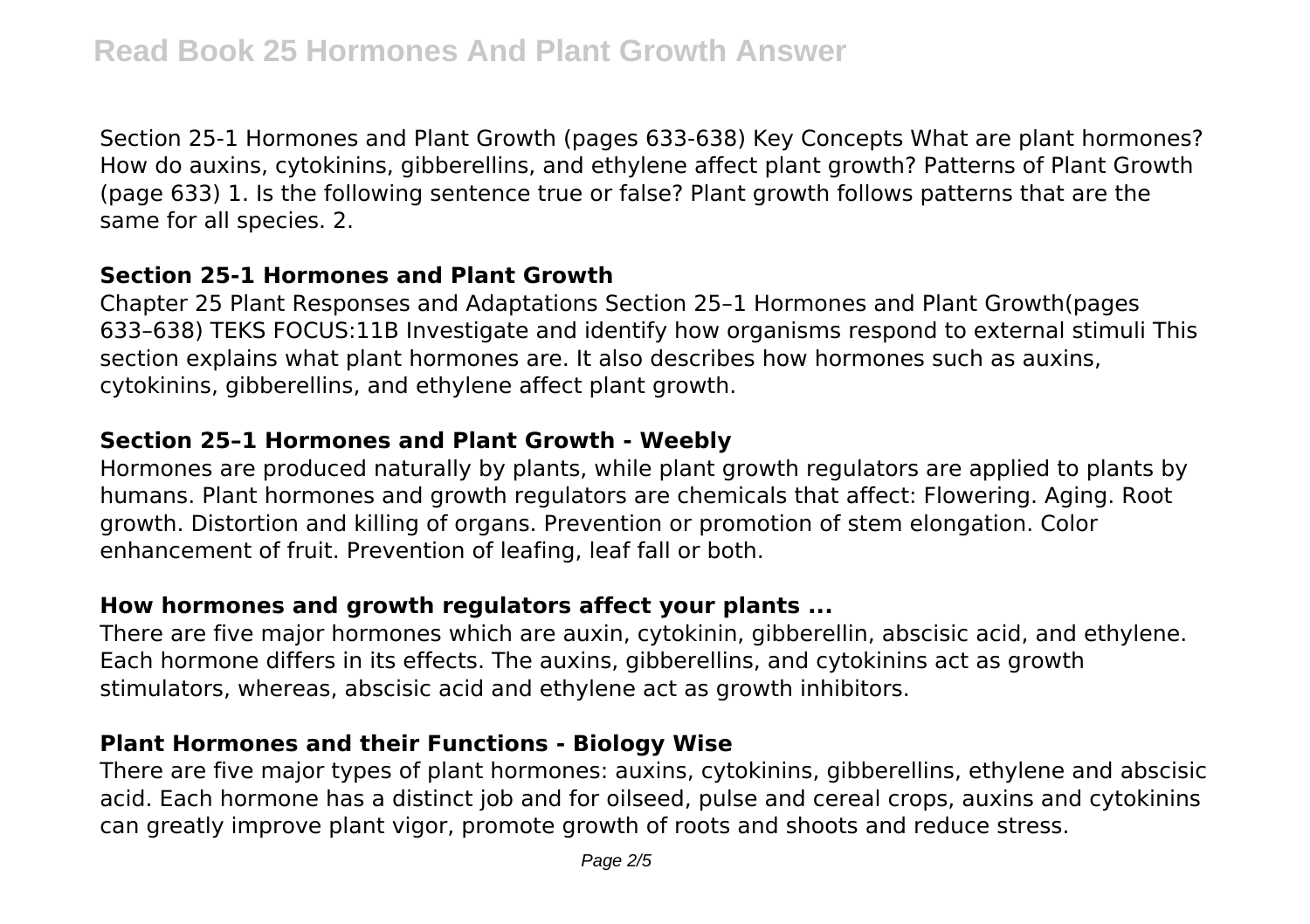Section 25-1 Hormones and Plant Growth (pages 633-638) Key Concepts What are plant hormones? How do auxins, cytokinins, gibberellins, and ethylene affect plant growth? Patterns of Plant Growth (page 633) 1. Is the following sentence true or false? Plant growth follows patterns that are the same for all species. 2.

### Section 25-1 Hormones and Plant Growth

Chapter 25 Plant Responses and Adaptations Section 25–1 Hormones and Plant Growth(pages 633–638) TEKS FOCUS:11B Investigate and identify how organisms respond to external stimuli This section explains what plant hormones are. It also describes how hormones such as auxins, cytokinins, gibberellins, and ethylene affect plant growth.

### Section 25–1 Hormones and Plant Growth - Weebly

Hormones are produced naturally by plants, while plant growth regulators are applied to plants by humans. Plant hormones and growth regulators are chemicals that affect: Flowering. Aging. Root growth. Distortion and killing of organs. Prevention or promotion of stem elongation. Color enhancement of fruit. Prevention of leafing, leaf fall or both.

### How hormones and growth regulators affect your plants ...

There are five major hormones which are auxin, cytokinin, gibberellin, abscisic acid, and ethylene. Each hormone differs in its effects. The auxins, gibberellins, and cytokinins act as growth stimulators, whereas, abscisic acid and ethylene act as growth inhibitors.

### Plant Hormones and their Functions - Biology Wise

There are five major types of plant hormones: auxins, cytokinins, gibberellins, ethylene and abscisic acid. Each hormone has a distinct job and for oilseed, pulse and cereal crops, auxins and cytokinins can greatly improve plant vigor, promote growth of roots and shoots and reduce stress.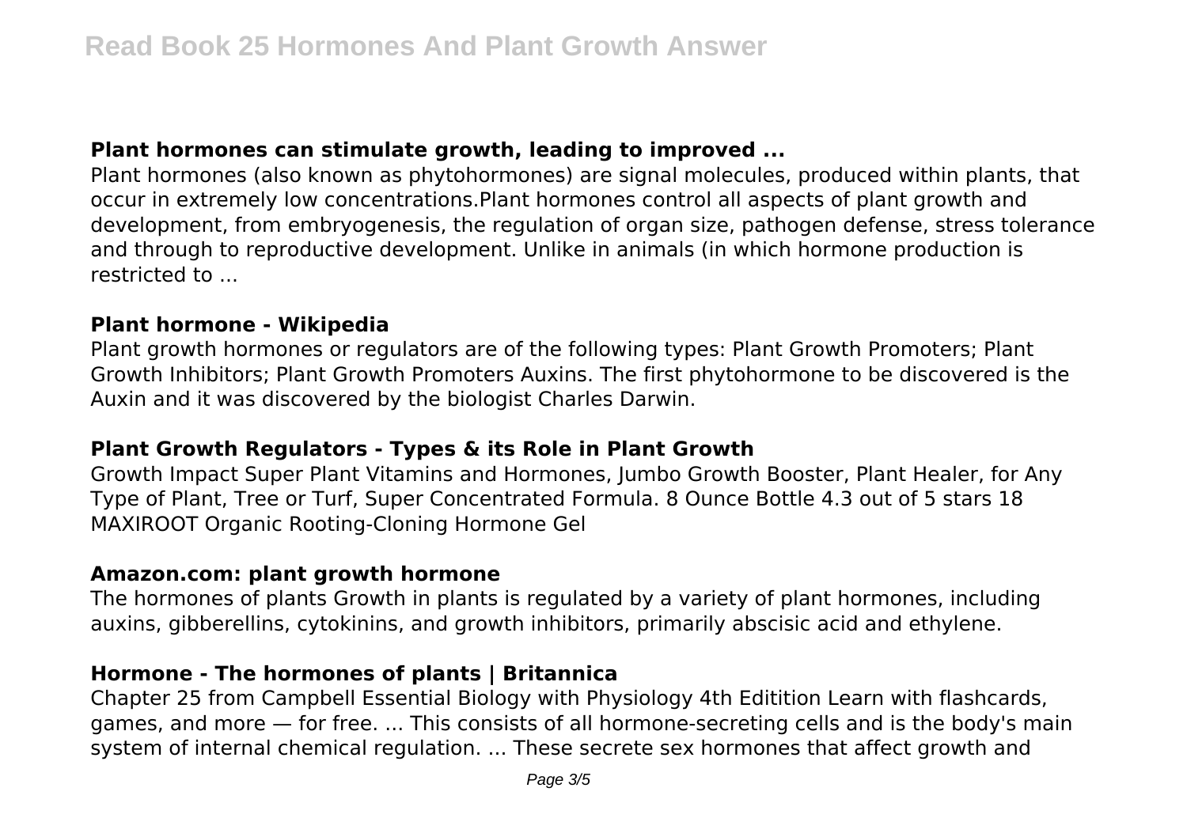### Plant hormones can stimulate growth, leading to improved ...

Plant hormones (also known as phytohormones) are signal molecules, produced within plants, that occur in extremely low concentrations.Plant hormones control all aspects of plant growth and development, from embryogenesis, the regulation of organ size, pathogen defense, stress tolerance and through to reproductive development. Unlike in animals (in which hormone production is restricted to ...

### Plant hormone - Wikipedia

Plant growth hormones or regulators are of the following types: Plant Growth Promoters; Plant Growth Inhibitors; Plant Growth Promoters Auxins. The first phytohormone to be discovered is the Auxin and it was discovered by the biologist Charles Darwin.

### Plant Growth Regulators - Types & its Role in Plant Growth

Growth Impact Super Plant Vitamins and Hormones, Jumbo Growth Booster, Plant Healer, for Any Type of Plant, Tree or Turf, Super Concentrated Formula. 8 Ounce Bottle 4.3 out of 5 stars 18 MAXIROOT Organic Rooting-Cloning Hormone Gel

### Amazon.com: plant growth hormone

The hormones of plants Growth in plants is regulated by a variety of plant hormones, including auxins, gibberellins, cytokinins, and growth inhibitors, primarily abscisic acid and ethylene.

### Hormone - The hormones of plants | Britannica

Chapter 25 from Campbell Essential Biology with Physiology 4th Edititition Learn with flashcards, games, and more — for free. ... This consists of all hormone-secreting cells and is the body's main system of internal chemical regulation. ... These secrete sex hormones that affect growth and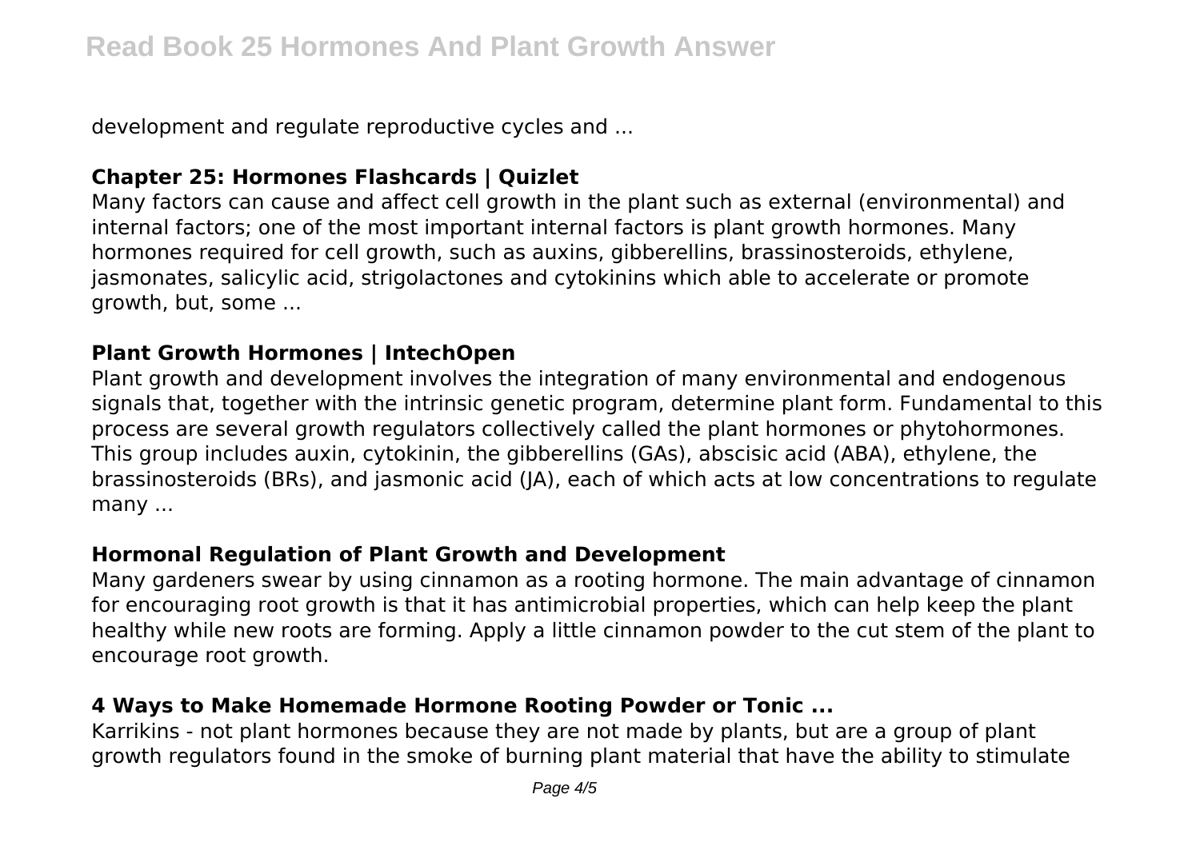development and regulate reproductive cycles and ...

### Chapter 25: Hormones Flashcards | Quizlet

Many factors can cause and affect cell growth in the plant such as external (environmental) and internal factors; one of the most important internal factors is plant growth hormones. Many hormones required for cell growth, such as auxins, gibberellins, brassinosteroids, ethylene, jasmonates, salicylic acid, strigolactones and cytokinins which able to accelerate or promote growth, but, some ...

### Plant Growth Hormones | IntechOpen

Plant growth and development involves the integration of many environmental and endogenous signals that, together with the intrinsic genetic program, determine plant form. Fundamental to this process are several growth regulators collectively called the plant hormones or phytohormones. This group includes auxin, cytokinin, the gibberellins (GAs), abscisic acid (ABA), ethylene, the brassinosteroids (BRs), and jasmonic acid (JA), each of which acts at low concentrations to regulate many ...

### Hormonal Regulation of Plant Growth and Development

Many gardeners swear by using cinnamon as a rooting hormone. The main advantage of cinnamon for encouraging root growth is that it has antimicrobial properties, which can help keep the plant healthy while new roots are forming. Apply a little cinnamon powder to the cut stem of the plant to encourage root growth.

### 4 Ways to Make Homemade Hormone Rooting Powder or Tonic ...

Karrikins - not plant hormones because they are not made by plants, but are a group of plant growth regulators found in the smoke of burning plant material that have the ability to stimulate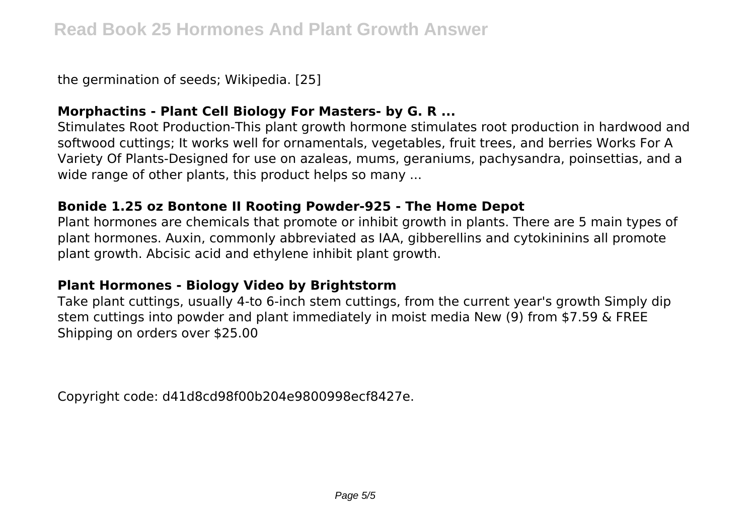the germination of seeds; Wikipedia. [25]

**Morphactins - Plant Cell Biology For Masters- by G. R ...**

Stimulates Root Production-This plant growth hormone stimulates root production in hardwood and softwood cuttings; It works well for ornamentals, vegetables, fruit trees, and berries Works For A Variety Of Plants-Designed for use on azaleas, mums, geraniums, pachysandra, poinsettias, and a wide range of other plants, this product helps so many ...

**Bonide 1.25 oz Bontone II Rooting Powder-925 - The Home Depot**

Plant hormones are chemicals that promote or inhibit growth in plants. There are 5 main types of plant hormones. Auxin, commonly abbreviated as IAA, gibberellins and cytokininins all promote plant growth. Abcisic acid and ethylene inhibit plant growth.

**Plant Hormones - Biology Video by Brightstorm**

Take plant cuttings, usually 4-to 6-inch stem cuttings, from the current year's growth Simply dip stem cuttings into powder and plant immediately in moist media New (9) from $7.59 & FREE Shipping on orders over $25.00

Copyright code: d41d8cd98f00b204e9800998ecf8427e.